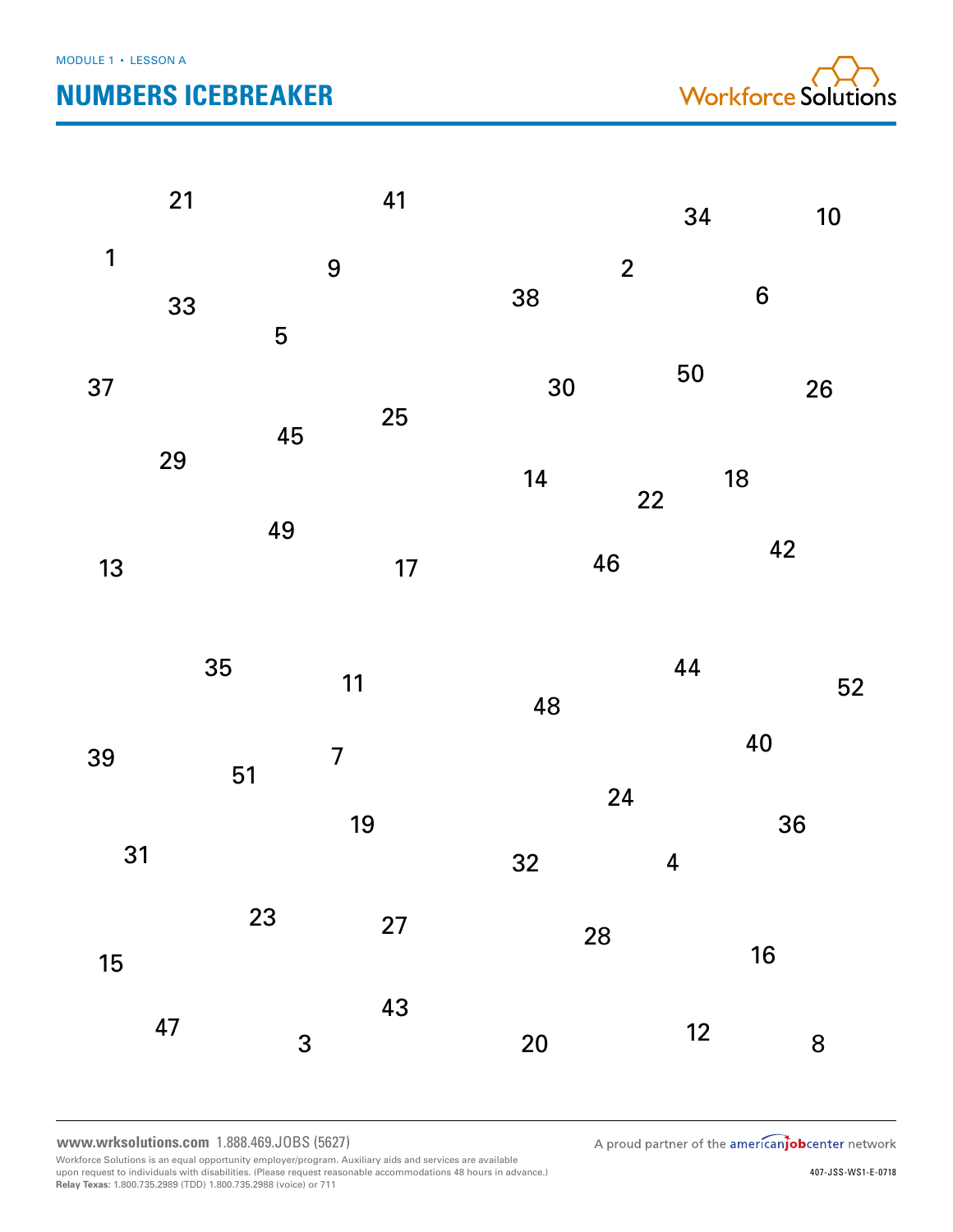MODULE 1 • LESSON A

# NUMBERS ICEBREAKER

21 41 34 10

1 9 2 6

33 38

5

37 30 50 26

25

45

29 14 18

22

49 42

13 17 46

35 44

11 52

48

40

39 7

51

24

19 36

31 32 4

23 27 28

15 16

43

47 3 20 12 8

www.wrksolutions.com 1.888.469.JOBS (5627)

Workforce Solutions is an equal opportunity employer/program. Auxiliary aids and services are available upon request to individuals with disabilities. (Please request reasonable accommodations 48 hours in advance.)
**Relay Texas:** 1.800.735.2989 (TDD) 1.800.735.2988 (voice) or 711

A proud partner of the americanjobcenter network

407-JSS-WS1-E-0718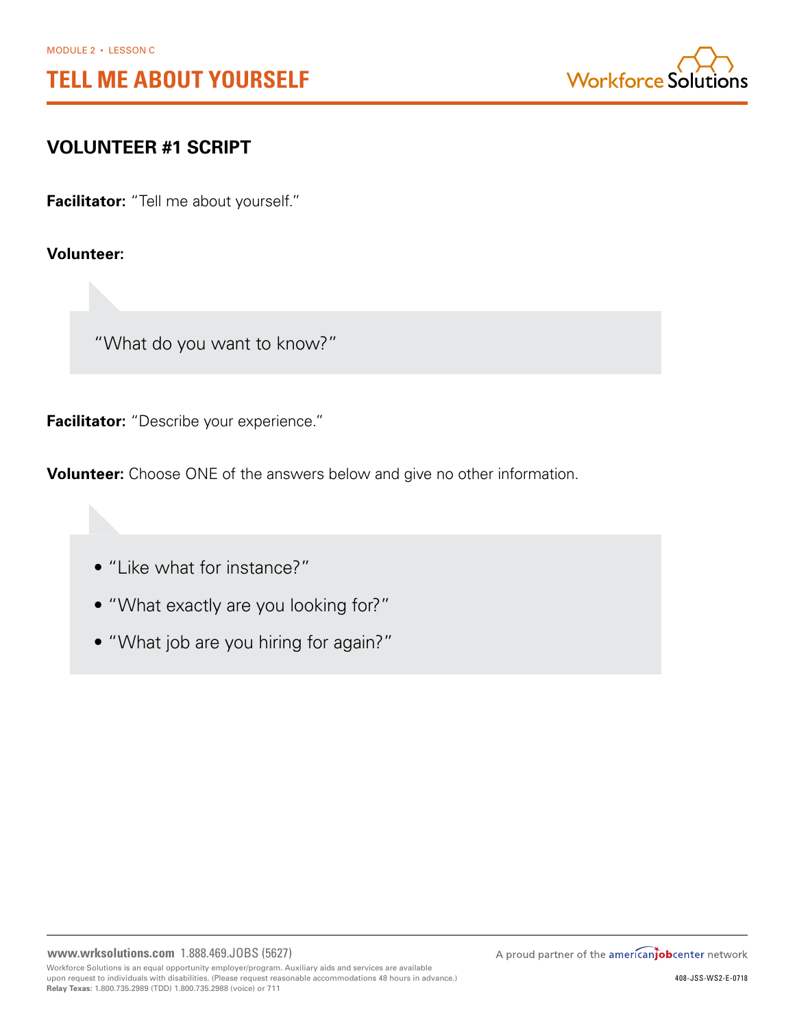MODULE 2 • LESSON C

# TELL ME ABOUT YOURSELF

## VOLUNTEER #1 SCRIPT

**Facilitator:** "Tell me about yourself."

**Volunteer:**

> "What do you want to know?"

**Facilitator:** "Describe your experience."

**Volunteer:** Choose ONE of the answers below and give no other information.

> - "Like what for instance?"
> - "What exactly are you looking for?"
> - "What job are you hiring for again?"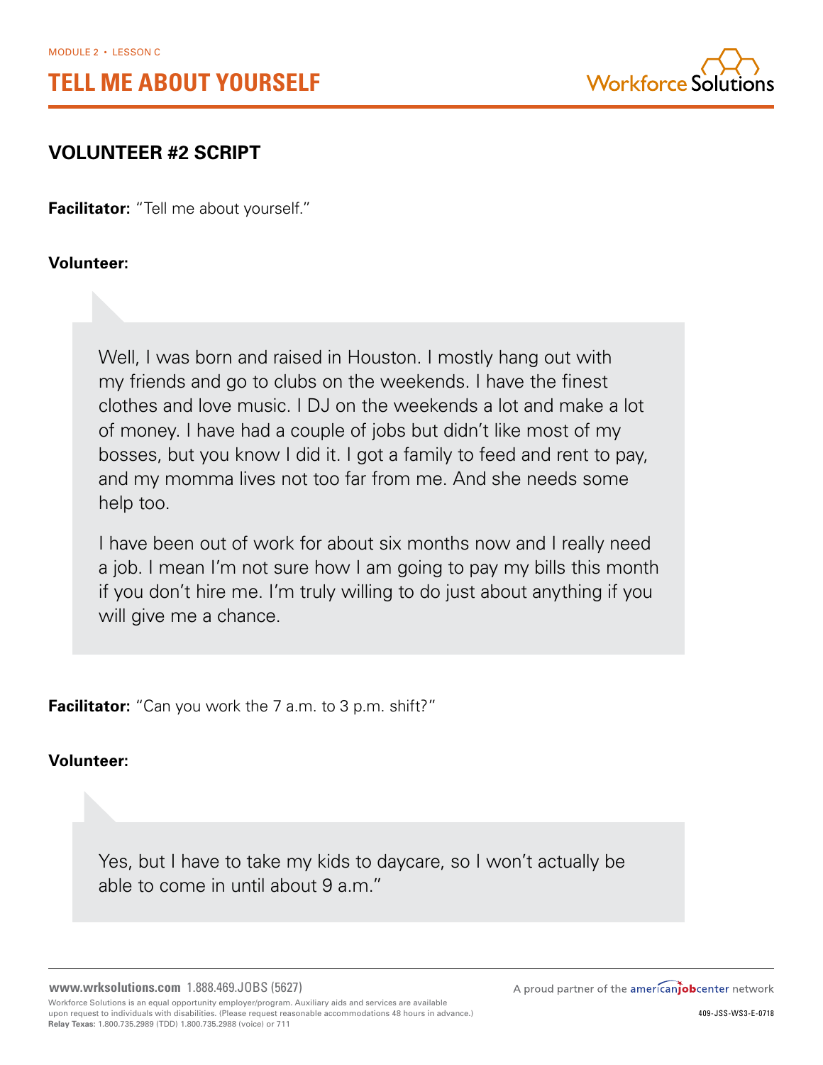MODULE 2 • LESSON C

# TELL ME ABOUT YOURSELF

## VOLUNTEER #2 SCRIPT

**Facilitator:** "Tell me about yourself."

**Volunteer:**

> Well, I was born and raised in Houston. I mostly hang out with my friends and go to clubs on the weekends. I have the finest clothes and love music. I DJ on the weekends a lot and make a lot of money. I have had a couple of jobs but didn't like most of my bosses, but you know I did it. I got a family to feed and rent to pay, and my momma lives not too far from me. And she needs some help too.
>
> I have been out of work for about six months now and I really need a job. I mean I'm not sure how I am going to pay my bills this month if you don't hire me. I'm truly willing to do just about anything if you will give me a chance.

**Facilitator:** "Can you work the 7 a.m. to 3 p.m. shift?"

**Volunteer:**

> Yes, but I have to take my kids to daycare, so I won't actually be able to come in until about 9 a.m."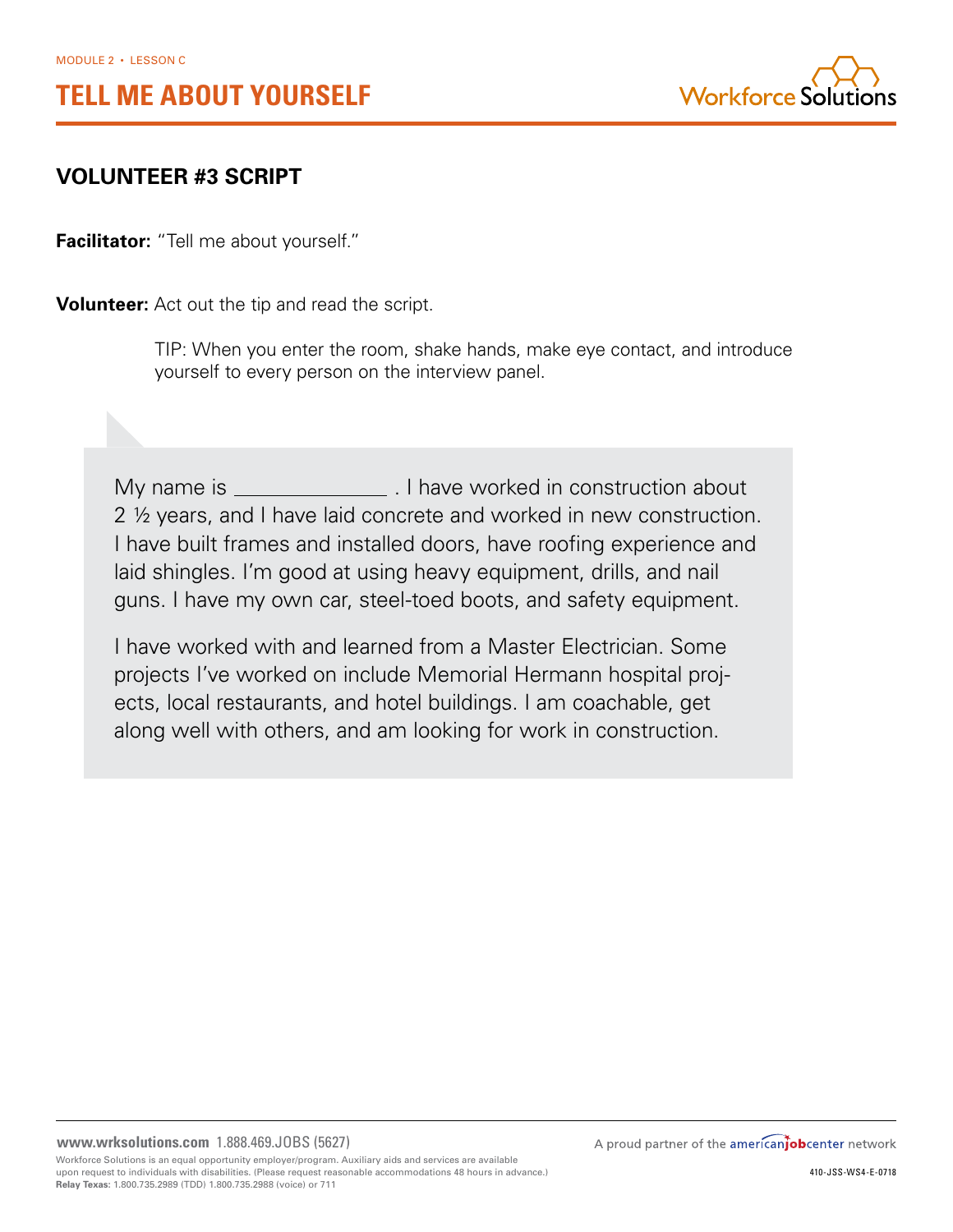MODULE 2 • LESSON C

# TELL ME ABOUT YOURSELF

## VOLUNTEER #3 SCRIPT

**Facilitator:** "Tell me about yourself."

**Volunteer:** Act out the tip and read the script.

> TIP: When you enter the room, shake hands, make eye contact, and introduce yourself to every person on the interview panel.

My name is ______________ . I have worked in construction about 2 ½ years, and I have laid concrete and worked in new construction. I have built frames and installed doors, have roofing experience and laid shingles. I'm good at using heavy equipment, drills, and nail guns. I have my own car, steel-toed boots, and safety equipment.

I have worked with and learned from a Master Electrician. Some projects I've worked on include Memorial Hermann hospital projects, local restaurants, and hotel buildings. I am coachable, get along well with others, and am looking for work in construction.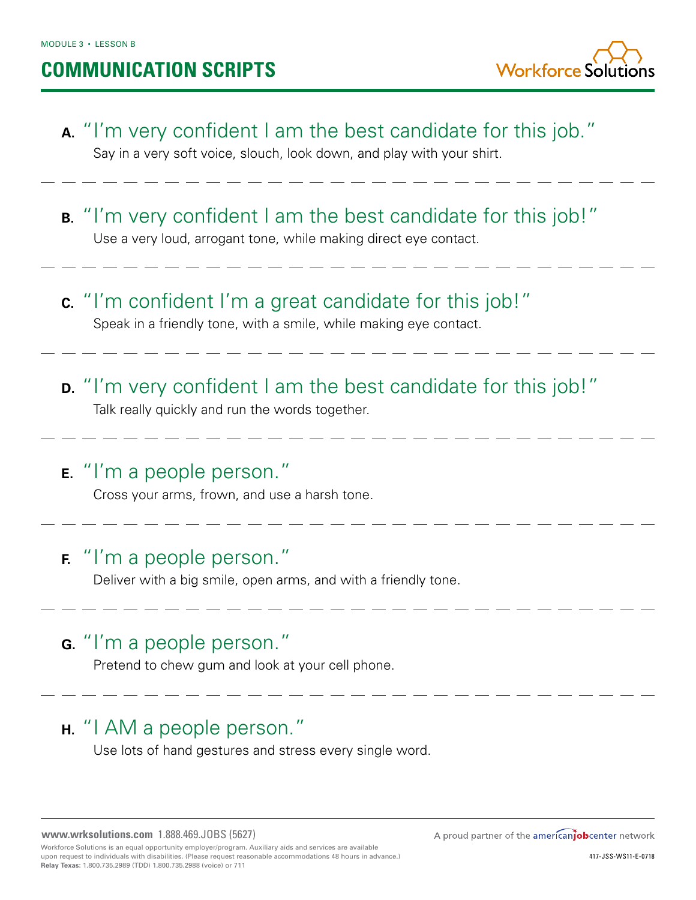MODULE 3 • LESSON B

# COMMUNICATION SCRIPTS

**A.** "I'm very confident I am the best candidate for this job."
Say in a very soft voice, slouch, look down, and play with your shirt.

---

**B.** "I'm very confident I am the best candidate for this job!"
Use a very loud, arrogant tone, while making direct eye contact.

---

**C.** "I'm confident I'm a great candidate for this job!"
Speak in a friendly tone, with a smile, while making eye contact.

---

**D.** "I'm very confident I am the best candidate for this job!"
Talk really quickly and run the words together.

---

**E.** "I'm a people person."
Cross your arms, frown, and use a harsh tone.

---

**F.** "I'm a people person."
Deliver with a big smile, open arms, and with a friendly tone.

---

**G.** "I'm a people person."
Pretend to chew gum and look at your cell phone.

---

**H.** "I AM a people person."
Use lots of hand gestures and stress every single word.

**www.wrksolutions.com** 1.888.469.JOBS (5627)

Workforce Solutions is an equal opportunity employer/program. Auxiliary aids and services are available upon request to individuals with disabilities. (Please request reasonable accommodations 48 hours in advance.)
**Relay Texas:** 1.800.735.2989 (TDD) 1.800.735.2988 (voice) or 711

A proud partner of the americanjobcenter network

417-JSS-WS11-E-0718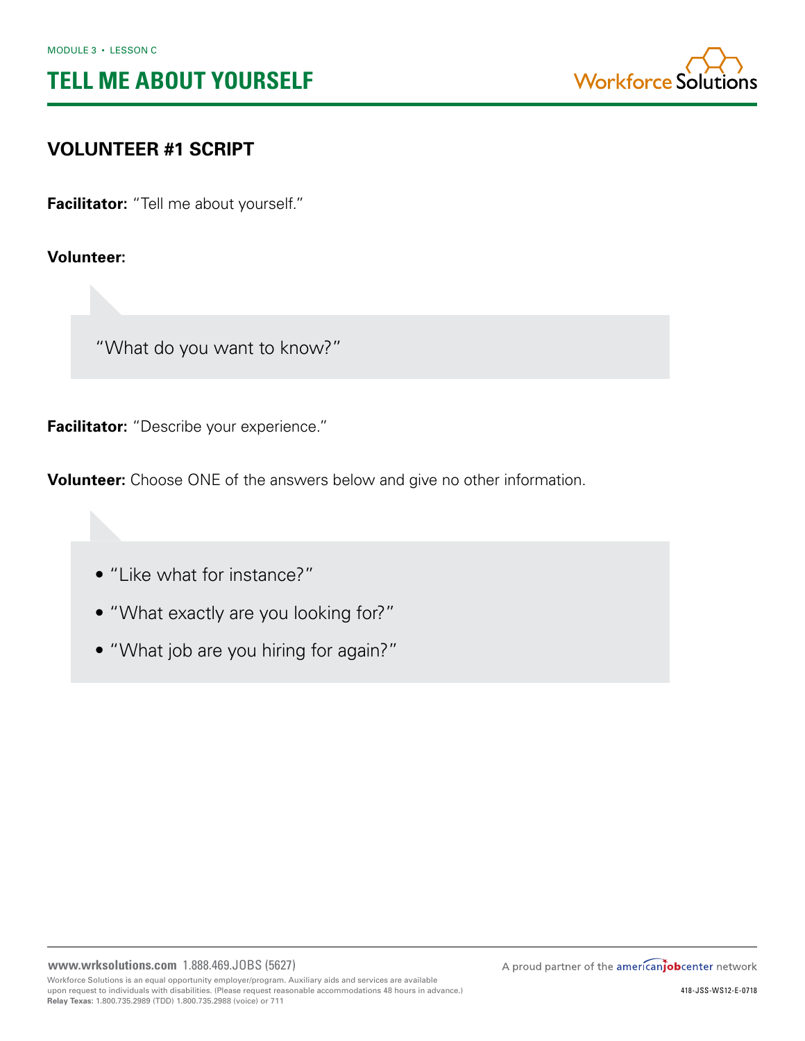MODULE 3 • LESSON C

# TELL ME ABOUT YOURSELF

## VOLUNTEER #1 SCRIPT

**Facilitator:** "Tell me about yourself."

**Volunteer:**

> "What do you want to know?"

**Facilitator:** "Describe your experience."

**Volunteer:** Choose ONE of the answers below and give no other information.

> - "Like what for instance?"
> - "What exactly are you looking for?"
> - "What job are you hiring for again?"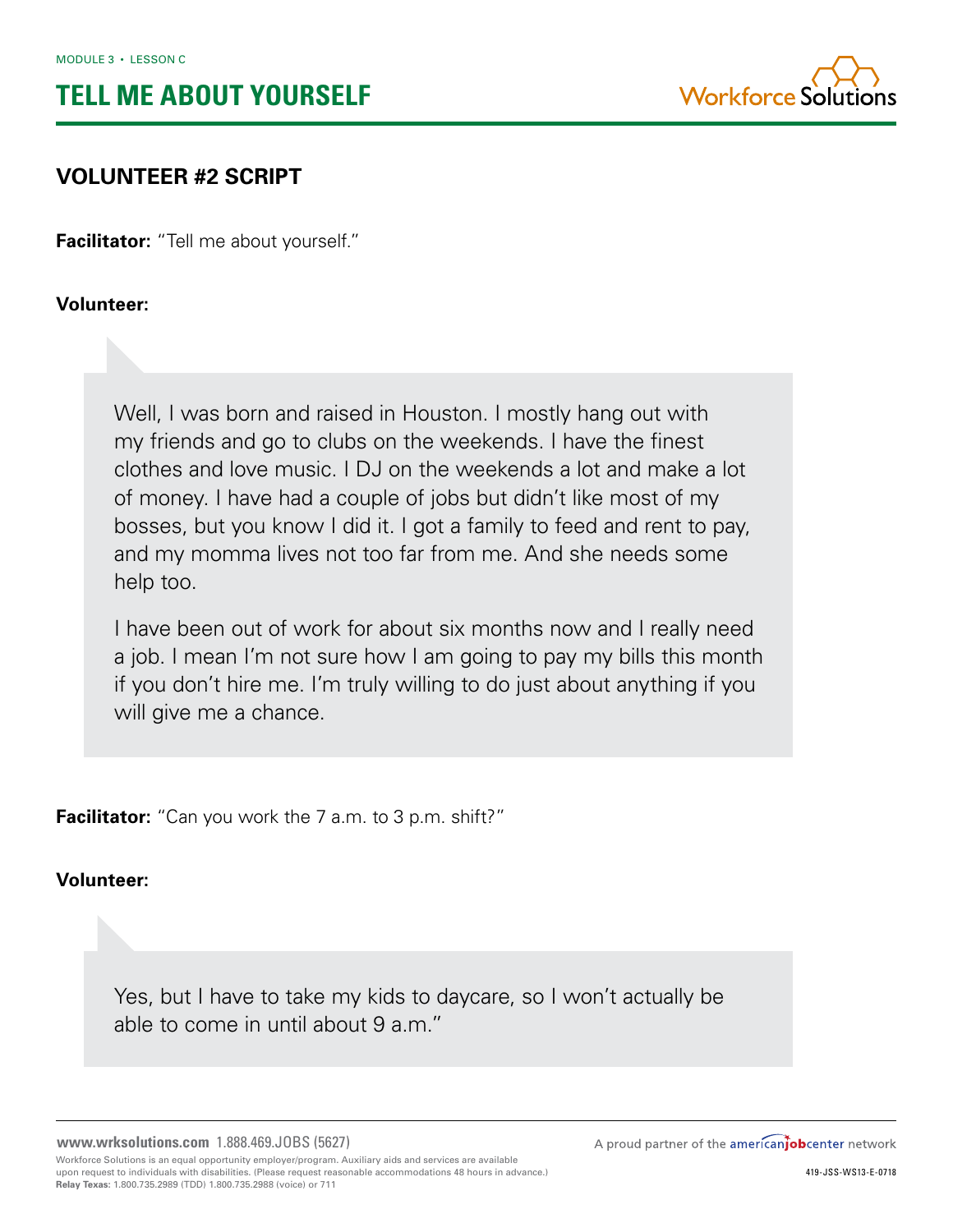MODULE 3 • LESSON C

# TELL ME ABOUT YOURSELF

## VOLUNTEER #2 SCRIPT

**Facilitator:** "Tell me about yourself."

**Volunteer:**

Well, I was born and raised in Houston. I mostly hang out with my friends and go to clubs on the weekends. I have the finest clothes and love music. I DJ on the weekends a lot and make a lot of money. I have had a couple of jobs but didn't like most of my bosses, but you know I did it. I got a family to feed and rent to pay, and my momma lives not too far from me. And she needs some help too.

I have been out of work for about six months now and I really need a job. I mean I'm not sure how I am going to pay my bills this month if you don't hire me. I'm truly willing to do just about anything if you will give me a chance.

**Facilitator:** "Can you work the 7 a.m. to 3 p.m. shift?"

**Volunteer:**

Yes, but I have to take my kids to daycare, so I won't actually be able to come in until about 9 a.m."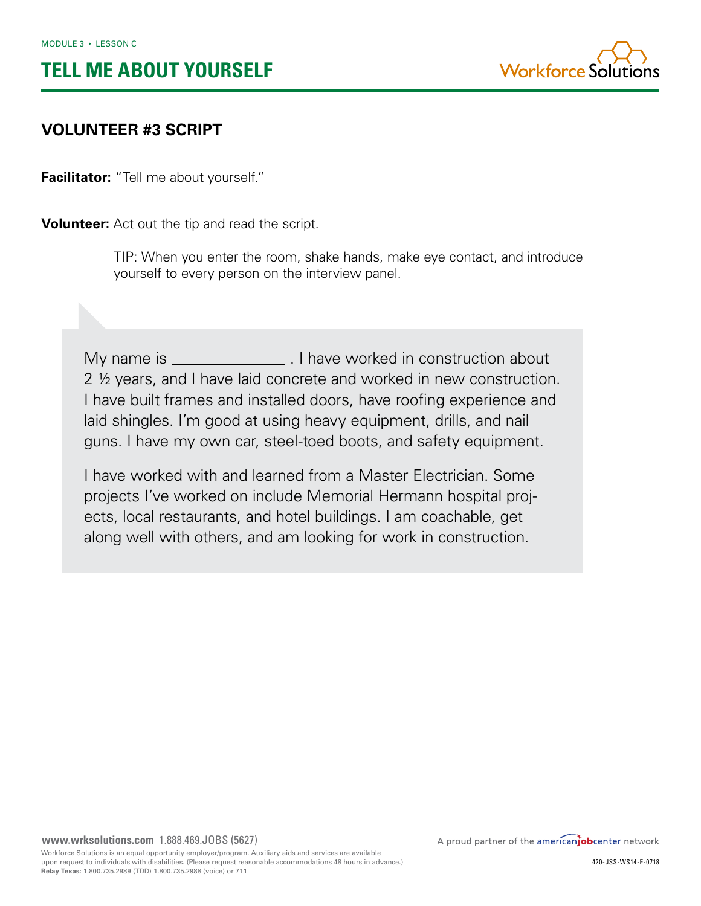MODULE 3 • LESSON C

# TELL ME ABOUT YOURSELF

## VOLUNTEER #3 SCRIPT

**Facilitator:** "Tell me about yourself."

**Volunteer:** Act out the tip and read the script.

> TIP: When you enter the room, shake hands, make eye contact, and introduce yourself to every person on the interview panel.

My name is ______________ . I have worked in construction about 2 ½ years, and I have laid concrete and worked in new construction. I have built frames and installed doors, have roofing experience and laid shingles. I'm good at using heavy equipment, drills, and nail guns. I have my own car, steel-toed boots, and safety equipment.

I have worked with and learned from a Master Electrician. Some projects I've worked on include Memorial Hermann hospital projects, local restaurants, and hotel buildings. I am coachable, get along well with others, and am looking for work in construction.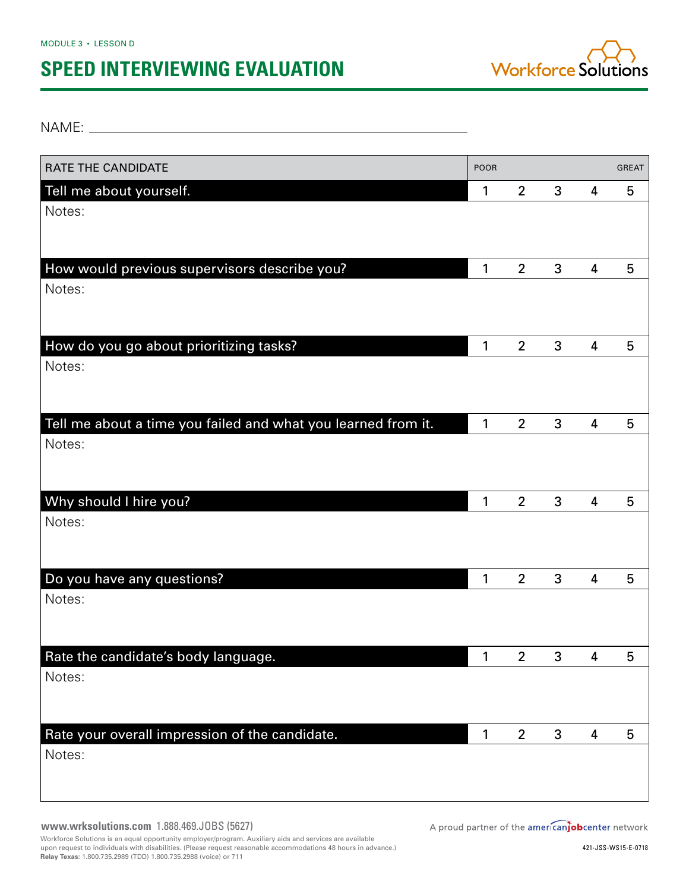MODULE 3 • LESSON D

# SPEED INTERVIEWING EVALUATION

NAME: ________________________________________

| RATE THE CANDIDATE | POOR | | | | GREAT |
|---|---|---|---|---|---|
| **Tell me about yourself.** | 1 | 2 | 3 | 4 | 5 |
| Notes: | | | | | |
| **How would previous supervisors describe you?** | 1 | 2 | 3 | 4 | 5 |
| Notes: | | | | | |
| **How do you go about prioritizing tasks?** | 1 | 2 | 3 | 4 | 5 |
| Notes: | | | | | |
| **Tell me about a time you failed and what you learned from it.** | 1 | 2 | 3 | 4 | 5 |
| Notes: | | | | | |
| **Why should I hire you?** | 1 | 2 | 3 | 4 | 5 |
| Notes: | | | | | |
| **Do you have any questions?** | 1 | 2 | 3 | 4 | 5 |
| Notes: | | | | | |
| **Rate the candidate's body language.** | 1 | 2 | 3 | 4 | 5 |
| Notes: | | | | | |
| **Rate your overall impression of the candidate.** | 1 | 2 | 3 | 4 | 5 |
| Notes: | | | | | |

www.wrksolutions.com 1.888.469.JOBS (5627)

Workforce Solutions is an equal opportunity employer/program. Auxiliary aids and services are available upon request to individuals with disabilities. (Please request reasonable accommodations 48 hours in advance.)
**Relay Texas:** 1.800.735.2989 (TDD) 1.800.735.2988 (voice) or 711

A proud partner of the americanjobcenter network

421-JSS-WS15-E-0718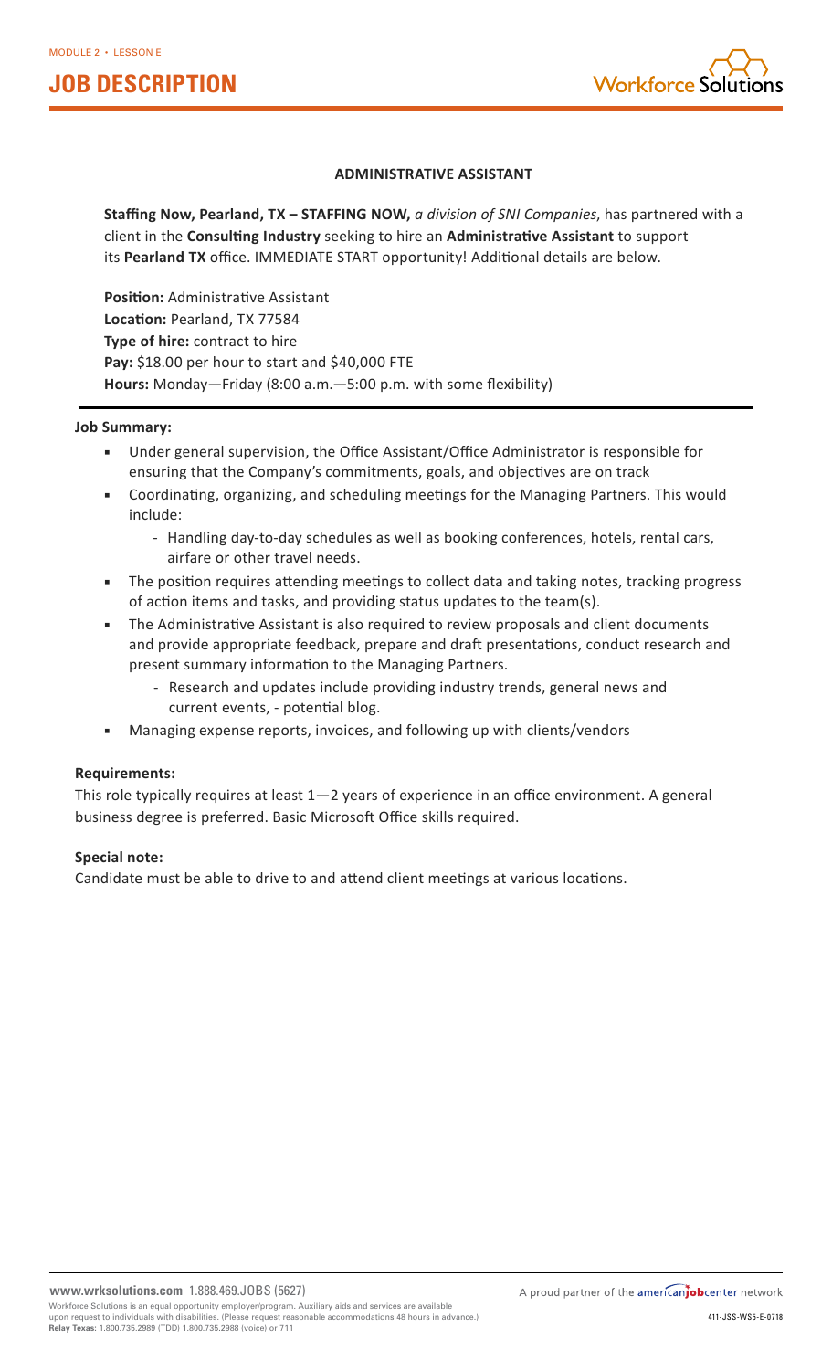MODULE 2 • LESSON E

# JOB DESCRIPTION

## ADMINISTRATIVE ASSISTANT

**Staffing Now, Pearland, TX – STAFFING NOW,** *a division of SNI Companies*, has partnered with a client in the **Consulting Industry** seeking to hire an **Administrative Assistant** to support its **Pearland TX** office. IMMEDIATE START opportunity! Additional details are below.

**Position:** Administrative Assistant
**Location:** Pearland, TX 77584
**Type of hire:** contract to hire
**Pay:** $18.00 per hour to start and $40,000 FTE
**Hours:** Monday—Friday (8:00 a.m.—5:00 p.m. with some flexibility)

---

**Job Summary:**

- Under general supervision, the Office Assistant/Office Administrator is responsible for ensuring that the Company's commitments, goals, and objectives are on track
- Coordinating, organizing, and scheduling meetings for the Managing Partners. This would include:
  - Handling day-to-day schedules as well as booking conferences, hotels, rental cars, airfare or other travel needs.
- The position requires attending meetings to collect data and taking notes, tracking progress of action items and tasks, and providing status updates to the team(s).
- The Administrative Assistant is also required to review proposals and client documents and provide appropriate feedback, prepare and draft presentations, conduct research and present summary information to the Managing Partners.
  - Research and updates include providing industry trends, general news and current events, - potential blog.
- Managing expense reports, invoices, and following up with clients/vendors

**Requirements:**

This role typically requires at least 1—2 years of experience in an office environment. A general business degree is preferred. Basic Microsoft Office skills required.

**Special note:**

Candidate must be able to drive to and attend client meetings at various locations.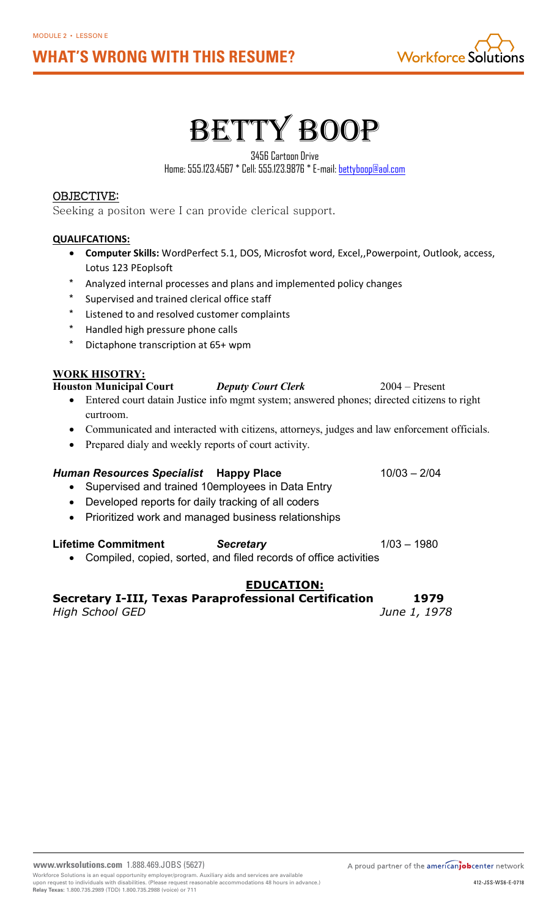MODULE 2 • LESSON E

# WHAT'S WRONG WITH THIS RESUME?

# BETTY BOOP

3456 Cartoon Drive
Home: 555.123.4567 * Cell: 555.123.9876 * E-mail: bettyboop@aol.com

## OBJECTIVE:

Seeking a positon were I can provide clerical support.

**QUALIFCATIONS:**

- **Computer Skills:** WordPerfect 5.1, DOS, Microsfot word, Excel,,Powerpoint, Outlook, access, Lotus 123 PEoplsoft
- Analyzed internal processes and plans and implemented policy changes
- Supervised and trained clerical office staff
- Listened to and resolved customer complaints
- Handled high pressure phone calls
- Dictaphone transcription at 65+ wpm

**WORK HISOTRY:**

**Houston Municipal Court** ***Deputy Court Clerk*** 2004 – Present

- Entered court datain Justice info mgmt system; answered phones; directed citizens to right curtroom.
- Communicated and interacted with citizens, attorneys, judges and law enforcement officials.
- Prepared dialy and weekly reports of court activity.

***Human Resources Specialist*** **Happy Place** 10/03 – 2/04

- Supervised and trained 10employees in Data Entry
- Developed reports for daily tracking of all coders
- Prioritized work and managed business relationships

**Lifetime Commitment** ***Secretary*** 1/03 – 1980

- Compiled, copied, sorted, and filed records of office activities

**EDUCATION:**

**Secretary I-III, Texas Paraprofessional Certification** **1979**
*High School GED* *June 1, 1978*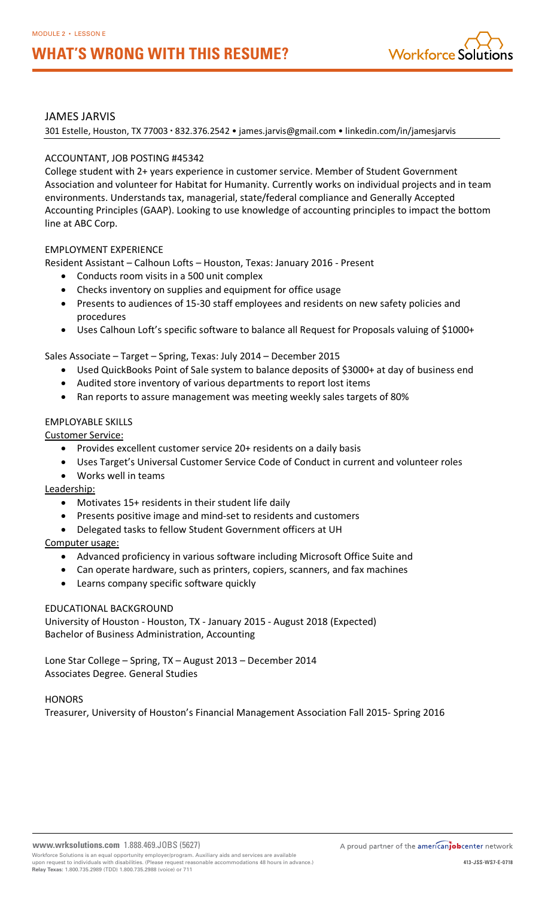MODULE 2 • LESSON E

# WHAT'S WRONG WITH THIS RESUME?

## JAMES JARVIS

301 Estelle, Houston, TX 77003 · 832.376.2542 • james.jarvis@gmail.com • linkedin.com/in/jamesjarvis

### ACCOUNTANT, JOB POSTING #45342

College student with 2+ years experience in customer service. Member of Student Government Association and volunteer for Habitat for Humanity. Currently works on individual projects and in team environments. Understands tax, managerial, state/federal compliance and Generally Accepted Accounting Principles (GAAP). Looking to use knowledge of accounting principles to impact the bottom line at ABC Corp.

### EMPLOYMENT EXPERIENCE

Resident Assistant – Calhoun Lofts – Houston, Texas: January 2016 - Present

- Conducts room visits in a 500 unit complex
- Checks inventory on supplies and equipment for office usage
- Presents to audiences of 15-30 staff employees and residents on new safety policies and procedures
- Uses Calhoun Loft's specific software to balance all Request for Proposals valuing of $1000+

Sales Associate – Target – Spring, Texas: July 2014 – December 2015

- Used QuickBooks Point of Sale system to balance deposits of $3000+ at day of business end
- Audited store inventory of various departments to report lost items
- Ran reports to assure management was meeting weekly sales targets of 80%

### EMPLOYABLE SKILLS

Customer Service:

- Provides excellent customer service 20+ residents on a daily basis
- Uses Target's Universal Customer Service Code of Conduct in current and volunteer roles
- Works well in teams

Leadership:

- Motivates 15+ residents in their student life daily
- Presents positive image and mind-set to residents and customers
- Delegated tasks to fellow Student Government officers at UH

Computer usage:

- Advanced proficiency in various software including Microsoft Office Suite and
- Can operate hardware, such as printers, copiers, scanners, and fax machines
- Learns company specific software quickly

### EDUCATIONAL BACKGROUND

University of Houston - Houston, TX - January 2015 - August 2018 (Expected)
Bachelor of Business Administration, Accounting

Lone Star College – Spring, TX – August 2013 – December 2014
Associates Degree. General Studies

### HONORS

Treasurer, University of Houston's Financial Management Association Fall 2015- Spring 2016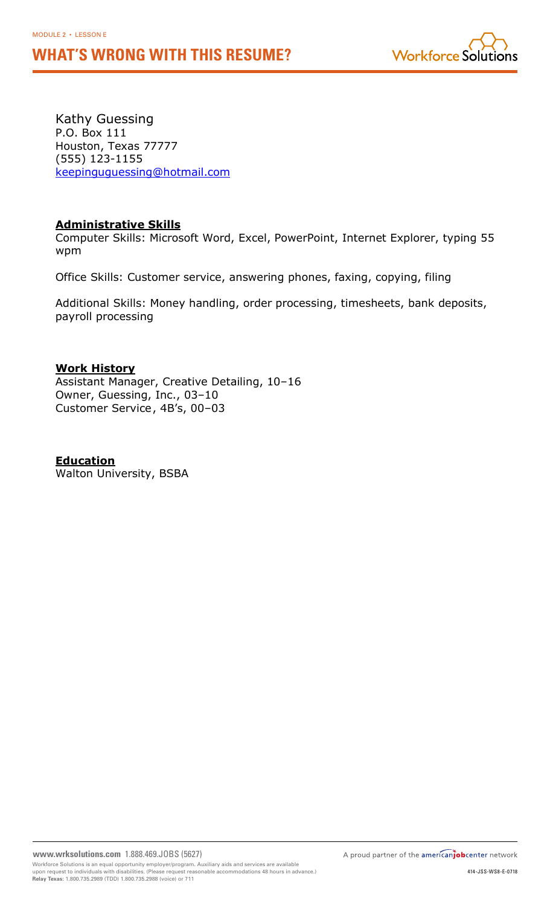MODULE 2 • LESSON E

# WHAT'S WRONG WITH THIS RESUME?

Kathy Guessing
P.O. Box 111
Houston, Texas 77777
(555) 123-1155
keepinguguessing@hotmail.com

**Administrative Skills**

Computer Skills: Microsoft Word, Excel, PowerPoint, Internet Explorer, typing 55 wpm

Office Skills: Customer service, answering phones, faxing, copying, filing

Additional Skills: Money handling, order processing, timesheets, bank deposits, payroll processing

**Work History**

Assistant Manager, Creative Detailing, 10–16
Owner, Guessing, Inc., 03–10
Customer Service, 4B's, 00–03

**Education**

Walton University, BSBA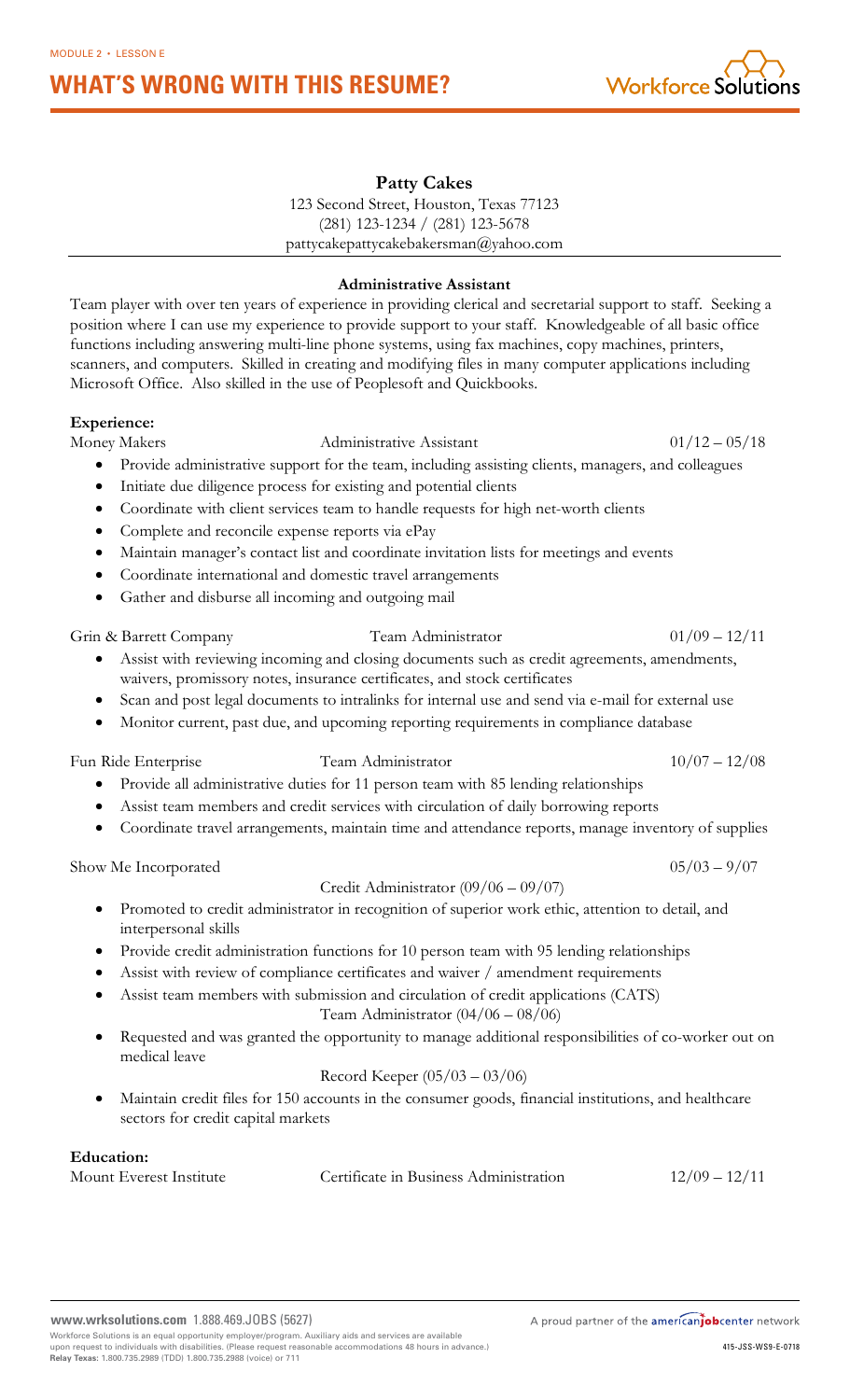MODULE 2 • LESSON E

# WHAT'S WRONG WITH THIS RESUME?

**Patty Cakes**
123 Second Street, Houston, Texas 77123
(281) 123-1234 / (281) 123-5678
pattycakepattycakebakersman@yahoo.com

---

**Administrative Assistant**

Team player with over ten years of experience in providing clerical and secretarial support to staff. Seeking a position where I can use my experience to provide support to your staff. Knowledgeable of all basic office functions including answering multi-line phone systems, using fax machines, copy machines, printers, scanners, and computers. Skilled in creating and modifying files in many computer applications including Microsoft Office. Also skilled in the use of Peoplesoft and Quickbooks.

**Experience:**

Money Makers — Administrative Assistant — 01/12 – 05/18

- Provide administrative support for the team, including assisting clients, managers, and colleagues
- Initiate due diligence process for existing and potential clients
- Coordinate with client services team to handle requests for high net-worth clients
- Complete and reconcile expense reports via ePay
- Maintain manager's contact list and coordinate invitation lists for meetings and events
- Coordinate international and domestic travel arrangements
- Gather and disburse all incoming and outgoing mail

Grin & Barrett Company — Team Administrator — 01/09 – 12/11

- Assist with reviewing incoming and closing documents such as credit agreements, amendments, waivers, promissory notes, insurance certificates, and stock certificates
- Scan and post legal documents to intralinks for internal use and send via e-mail for external use
- Monitor current, past due, and upcoming reporting requirements in compliance database

Fun Ride Enterprise — Team Administrator — 10/07 – 12/08

- Provide all administrative duties for 11 person team with 85 lending relationships
- Assist team members and credit services with circulation of daily borrowing reports
- Coordinate travel arrangements, maintain time and attendance reports, manage inventory of supplies

Show Me Incorporated — 05/03 – 9/07

Credit Administrator (09/06 – 09/07)

- Promoted to credit administrator in recognition of superior work ethic, attention to detail, and interpersonal skills
- Provide credit administration functions for 10 person team with 95 lending relationships
- Assist with review of compliance certificates and waiver / amendment requirements
- Assist team members with submission and circulation of credit applications (CATS)

Team Administrator (04/06 – 08/06)

- Requested and was granted the opportunity to manage additional responsibilities of co-worker out on medical leave

Record Keeper (05/03 – 03/06)

- Maintain credit files for 150 accounts in the consumer goods, financial institutions, and healthcare sectors for credit capital markets

**Education:**

Mount Everest Institute — Certificate in Business Administration — 12/09 – 12/11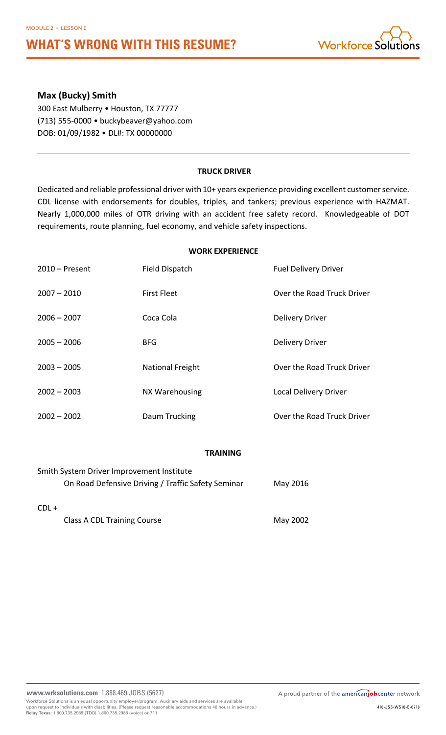MODULE 2 • LESSON E

# WHAT'S WRONG WITH THIS RESUME?

## Max (Bucky) Smith

300 East Mulberry • Houston, TX 77777
(713) 555-0000 • buckybeaver@yahoo.com
DOB: 01/09/1982 • DL#: TX 00000000

---

### TRUCK DRIVER

Dedicated and reliable professional driver with 10+ years experience providing excellent customer service. CDL license with endorsements for doubles, triples, and tankers; previous experience with HAZMAT. Nearly 1,000,000 miles of OTR driving with an accident free safety record. Knowledgeable of DOT requirements, route planning, fuel economy, and vehicle safety inspections.

### WORK EXPERIENCE

| | | |
|---|---|---|
| 2010 – Present | Field Dispatch | Fuel Delivery Driver |
| 2007 – 2010 | First Fleet | Over the Road Truck Driver |
| 2006 – 2007 | Coca Cola | Delivery Driver |
| 2005 – 2006 | BFG | Delivery Driver |
| 2003 – 2005 | National Freight | Over the Road Truck Driver |
| 2002 – 2003 | NX Warehousing | Local Delivery Driver |
| 2002 – 2002 | Daum Trucking | Over the Road Truck Driver |

### TRAINING

Smith System Driver Improvement Institute
On Road Defensive Driving / Traffic Safety Seminar — May 2016

CDL +
Class A CDL Training Course — May 2002